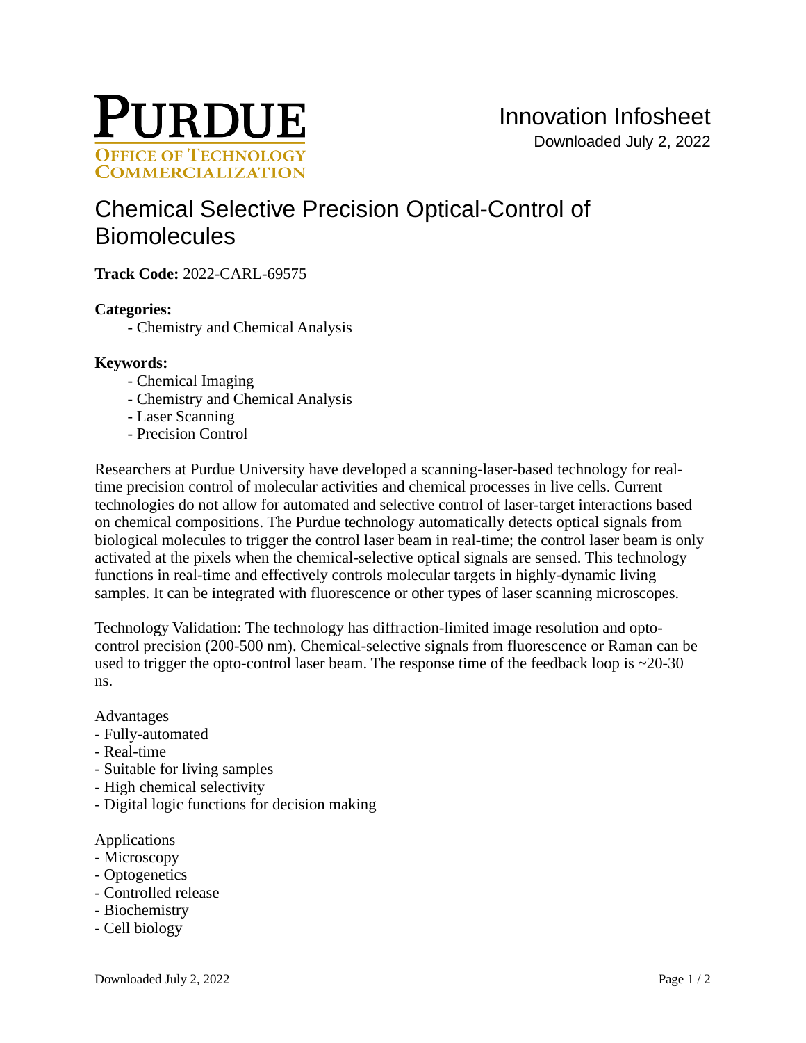PURDUE
OFFICE OF TECHNOLOGY COMMERCIALIZATION

Innovation Infosheet
Downloaded July 2, 2022

# Chemical Selective Precision Optical-Control of Biomolecules

**Track Code:** 2022-CARL-69575

**Categories:**

- Chemistry and Chemical Analysis

**Keywords:**

- Chemical Imaging
- Chemistry and Chemical Analysis
- Laser Scanning
- Precision Control

Researchers at Purdue University have developed a scanning-laser-based technology for real-time precision control of molecular activities and chemical processes in live cells. Current technologies do not allow for automated and selective control of laser-target interactions based on chemical compositions. The Purdue technology automatically detects optical signals from biological molecules to trigger the control laser beam in real-time; the control laser beam is only activated at the pixels when the chemical-selective optical signals are sensed. This technology functions in real-time and effectively controls molecular targets in highly-dynamic living samples. It can be integrated with fluorescence or other types of laser scanning microscopes.

Technology Validation: The technology has diffraction-limited image resolution and opto-control precision (200-500 nm). Chemical-selective signals from fluorescence or Raman can be used to trigger the opto-control laser beam. The response time of the feedback loop is ~20-30 ns.

Advantages
- Fully-automated
- Real-time
- Suitable for living samples
- High chemical selectivity
- Digital logic functions for decision making

Applications
- Microscopy
- Optogenetics
- Controlled release
- Biochemistry
- Cell biology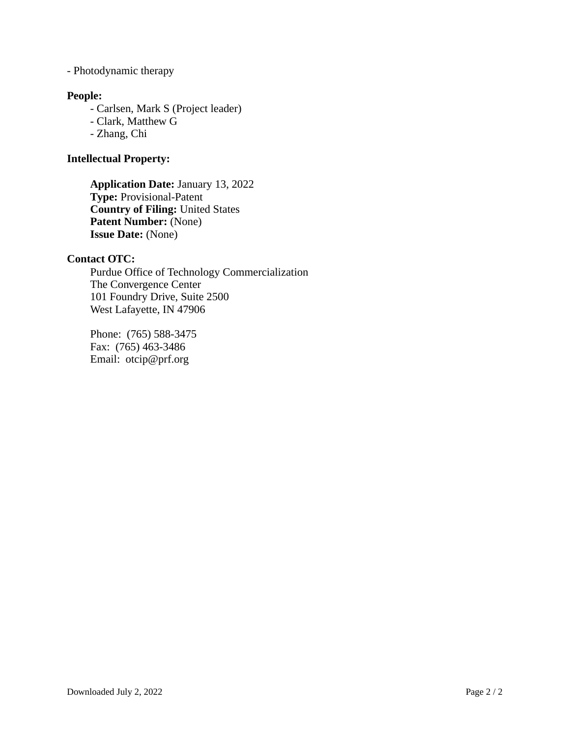- Photodynamic therapy

**People:**

- Carlsen, Mark S (Project leader)
- Clark, Matthew G
- Zhang, Chi

**Intellectual Property:**

**Application Date:** January 13, 2022
**Type:** Provisional-Patent
**Country of Filing:** United States
**Patent Number:** (None)
**Issue Date:** (None)

**Contact OTC:**

Purdue Office of Technology Commercialization
The Convergence Center
101 Foundry Drive, Suite 2500
West Lafayette, IN 47906

Phone: (765) 588-3475
Fax: (765) 463-3486
Email: otcip@prf.org

Downloaded July 2, 2022